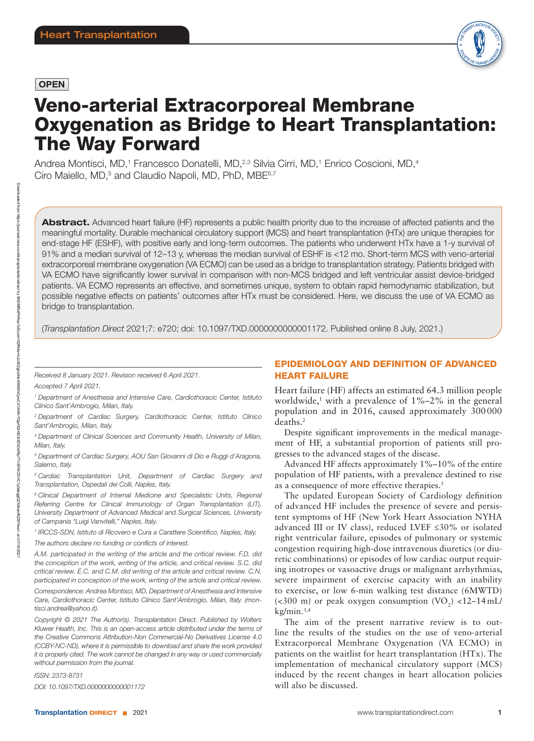OPEN

# Veno-arterial Extracorporeal Membrane Oxygenation as Bridge to Heart Transplantation: The Way Forward

Andrea Montisci, MD,[1] Francesco Donatelli, MD,[2,3] Silvia Cirri, MD,[1] Enrico Coscioni, MD,[4] Ciro Maiello, MD,[5] and Claudio Napoli, MD, PhD, MBE[6,7]

**Abstract.** Advanced heart failure (HF) represents a public health priority due to the increase of affected patients and the meaningful mortality. Durable mechanical circulatory support (MCS) and heart transplantation (HTx) are unique therapies for end-stage HF (ESHF), with positive early and long-term outcomes. The patients who underwent HTx have a 1-y survival of 91% and a median survival of 12–13 y, whereas the median survival of ESHF is <12 mo. Short-term MCS with veno-arterial extracorporeal membrane oxygenation (VA ECMO) can be used as a bridge to transplantation strategy. Patients bridged with VA ECMO have significantly lower survival in comparison with non-MCS bridged and left ventricular assist device-bridged patients. VA ECMO represents an effective, and sometimes unique, system to obtain rapid hemodynamic stabilization, but possible negative effects on patients' outcomes after HTx must be considered. Here, we discuss the use of VA ECMO as bridge to transplantation.

(*Transplantation Direct* 2021;7: e720; doi: 10.1097/TXD.0000000000001172. Published online 8 July, 2021.)

*Received 8 January 2021. Revision received 6 April 2021.*

*Accepted 7 April 2021.*

*[1] Department of Anesthesia and Intensive Care, Cardiothoracic Center, Istituto Clinico Sant'Ambrogio, Milan, Italy.*

*[2] Department of Cardiac Surgery, Cardiothoracic Center, Istituto Clinico Sant'Ambrogio, Milan, Italy.*

*[3] Department of Clinical Sciences and Community Health, University of Milan, Milan, Italy.*

*[4] Department of Cardiac Surgery, AOU San Giovanni di Dio e Ruggi d'Aragona, Salerno, Italy.*

*[5] Cardiac Transplantation Unit, Department of Cardiac Surgery and Transplantation, Ospedali dei Colli, Naples, Italy.*

*[6] Clinical Department of Internal Medicine and Specialistic Units, Regional Referring Centre for Clinical Immunology of Organ Transplantation (LIT), University Department of Advanced Medical and Surgical Sciences, University of Campania "Luigi Vanvitelli," Naples, Italy.*

*[7] IRCCS-SDN, Istituto di Ricovero e Cura a Carattere Scientifico, Naples, Italy.*

*The authors declare no funding or conflicts of interest.*

*A.M. participated in the writing of the article and the critical review. F.D. did the conception of the work, writing of the article, and critical review. S.C. did critical review. E.C. and C.M. did writing of the article and critical review. C.N. participated in conception of the work, writing of the article and critical review.*

*Correspondence: Andrea Montisci, MD, Department of Anesthesia and Intensive Care, Cardiothoracic Center, Istituto Clinico Sant'Ambrogio, Milan, Italy. (montisci.andrea@yahoo.it).*

*Copyright © 2021 The Author(s). Transplantation Direct. Published by Wolters Kluwer Health, Inc. This is an open-access article distributed under the terms of the Creative Commons Attribution-Non Commercial-No Derivatives License 4.0 (CCBY-NC-ND), where it is permissible to download and share the work provided it is properly cited. The work cannot be changed in any way or used commercially without permission from the journal.*

*ISSN: 2373-8731*

*DOI: 10.1097/TXD.0000000000001172*

## EPIDEMIOLOGY AND DEFINITION OF ADVANCED HEART FAILURE

Heart failure (HF) affects an estimated 64.3 million people worldwide,[1] with a prevalence of 1%–2% in the general population and in 2016, caused approximately 300 000 deaths.[2]

Despite significant improvements in the medical management of HF, a substantial proportion of patients still progresses to the advanced stages of the disease.

Advanced HF affects approximately 1%–10% of the entire population of HF patients, with a prevalence destined to rise as a consequence of more effective therapies.[3]

The updated European Society of Cardiology definition of advanced HF includes the presence of severe and persistent symptoms of HF (New York Heart Association NYHA advanced III or IV class), reduced LVEF ≤30% or isolated right ventricular failure, episodes of pulmonary or systemic congestion requiring high-dose intravenous diuretics (or diuretic combinations) or episodes of low cardiac output requiring inotropes or vasoactive drugs or malignant arrhythmias, severe impairment of exercise capacity with an inability to exercise, or low 6-min walking test distance (6MWTD) (<300 m) or peak oxygen consumption ($VO_2$) <12–14 mL/kg/min.[3,4]

The aim of the present narrative review is to outline the results of the studies on the use of veno-arterial Extracorporeal Membrane Oxygenation (VA ECMO) in patients on the waitlist for heart transplantation (HTx). The implementation of mechanical circulatory support (MCS) induced by the recent changes in heart allocation policies will also be discussed.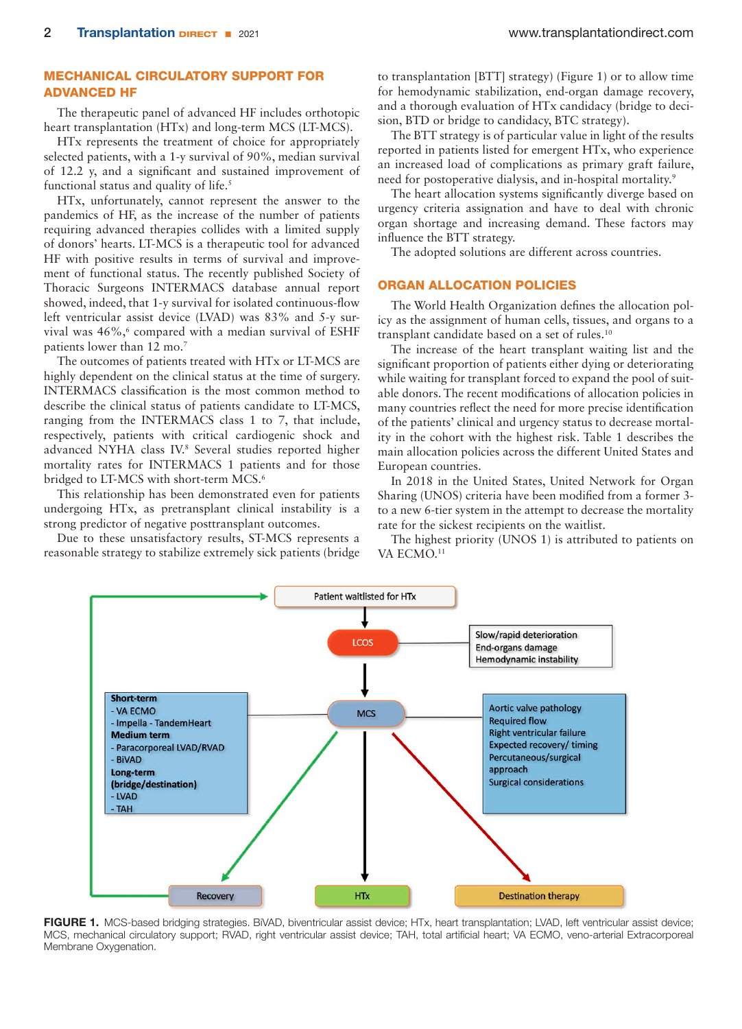## MECHANICAL CIRCULATORY SUPPORT FOR ADVANCED HF

The therapeutic panel of advanced HF includes orthotopic heart transplantation (HTx) and long-term MCS (LT-MCS).

HTx represents the treatment of choice for appropriately selected patients, with a 1-y survival of 90%, median survival of 12.2 y, and a significant and sustained improvement of functional status and quality of life.[5]

HTx, unfortunately, cannot represent the answer to the pandemics of HF, as the increase of the number of patients requiring advanced therapies collides with a limited supply of donors' hearts. LT-MCS is a therapeutic tool for advanced HF with positive results in terms of survival and improvement of functional status. The recently published Society of Thoracic Surgeons INTERMACS database annual report showed, indeed, that 1-y survival for isolated continuous-flow left ventricular assist device (LVAD) was 83% and 5-y survival was 46%,[6] compared with a median survival of ESHF patients lower than 12 mo.[7]

The outcomes of patients treated with HTx or LT-MCS are highly dependent on the clinical status at the time of surgery. INTERMACS classification is the most common method to describe the clinical status of patients candidate to LT-MCS, ranging from the INTERMACS class 1 to 7, that include, respectively, patients with critical cardiogenic shock and advanced NYHA class IV.[8] Several studies reported higher mortality rates for INTERMACS 1 patients and for those bridged to LT-MCS with short-term MCS.[6]

This relationship has been demonstrated even for patients undergoing HTx, as pretransplant clinical instability is a strong predictor of negative posttransplant outcomes.

Due to these unsatisfactory results, ST-MCS represents a reasonable strategy to stabilize extremely sick patients (bridge to transplantation [BTT] strategy) (Figure 1) or to allow time for hemodynamic stabilization, end-organ damage recovery, and a thorough evaluation of HTx candidacy (bridge to decision, BTD or bridge to candidacy, BTC strategy).

The BTT strategy is of particular value in light of the results reported in patients listed for emergent HTx, who experience an increased load of complications as primary graft failure, need for postoperative dialysis, and in-hospital mortality.[9]

The heart allocation systems significantly diverge based on urgency criteria assignation and have to deal with chronic organ shortage and increasing demand. These factors may influence the BTT strategy.

The adopted solutions are different across countries.

## ORGAN ALLOCATION POLICIES

The World Health Organization defines the allocation policy as the assignment of human cells, tissues, and organs to a transplant candidate based on a set of rules.[10]

The increase of the heart transplant waiting list and the significant proportion of patients either dying or deteriorating while waiting for transplant forced to expand the pool of suitable donors. The recent modifications of allocation policies in many countries reflect the need for more precise identification of the patients' clinical and urgency status to decrease mortality in the cohort with the highest risk. Table 1 describes the main allocation policies across the different United States and European countries.

In 2018 in the United States, United Network for Organ Sharing (UNOS) criteria have been modified from a former 3- to a new 6-tier system in the attempt to decrease the mortality rate for the sickest recipients on the waitlist.

The highest priority (UNOS 1) is attributed to patients on VA ECMO.[11]

Patient waitlisted for HTx

LCOS

Slow/rapid deterioration
End-organs damage
Hemodynamic instability

MCS

Short-term
- VA ECMO
- Impella - TandemHeart
Medium term
- Paracorporeal LVAD/RVAD
- BiVAD
Long-term (bridge/destination)
- LVAD
- TAH

Aortic valve pathology
Required flow
Right ventricular failure
Expected recovery/ timing
Percutaneous/surgical approach
Surgical considerations

Recovery

HTx

Destination therapy

**FIGURE 1.** MCS-based bridging strategies. BiVAD, biventricular assist device; HTx, heart transplantation; LVAD, left ventricular assist device; MCS, mechanical circulatory support; RVAD, right ventricular assist device; TAH, total artificial heart; VA ECMO, veno-arterial Extracorporeal Membrane Oxygenation.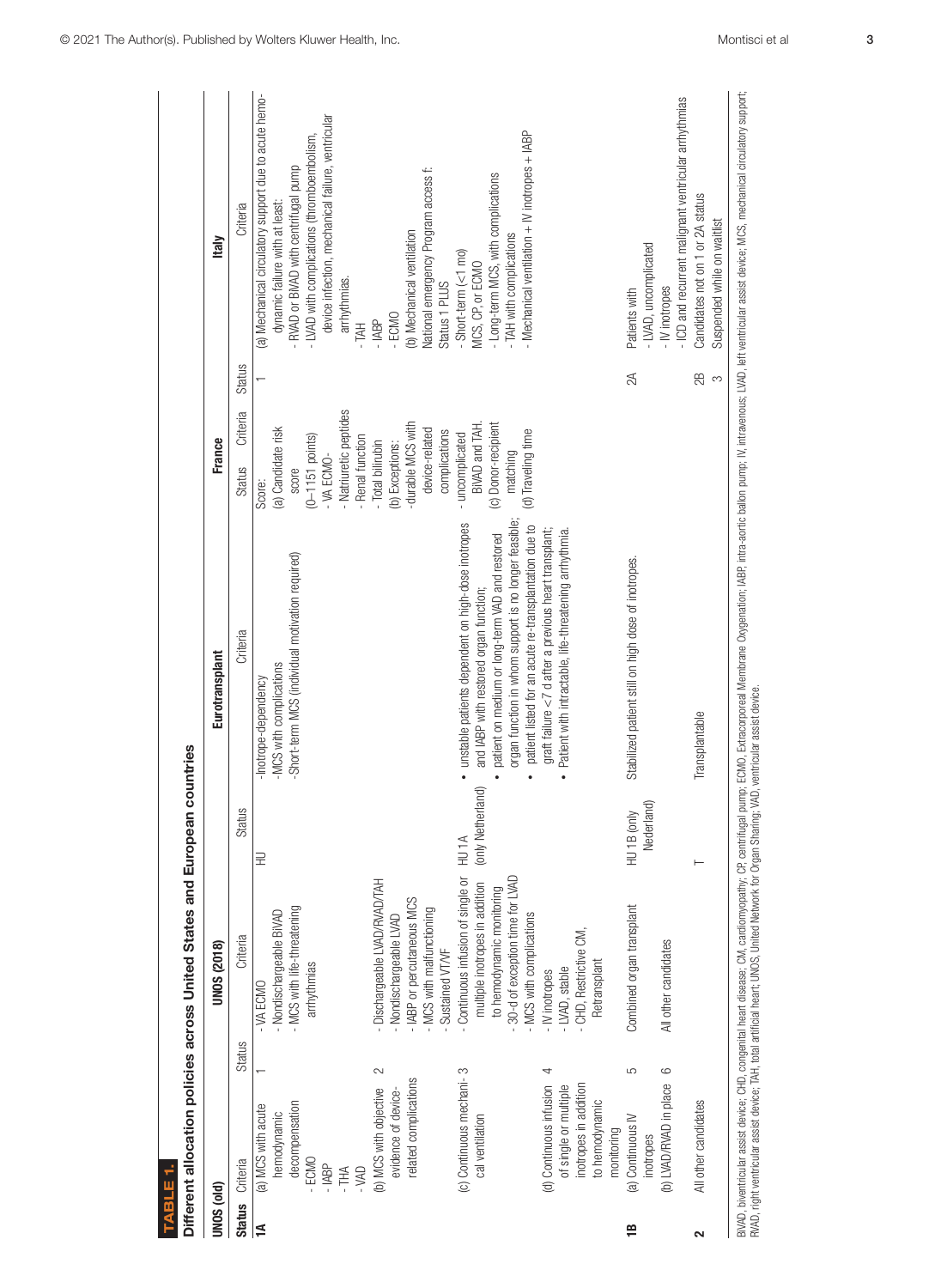**TABLE 1.**

**Different allocation policies across United States and European countries**

| UNOS (old) | | UNOS (2018) | | Eurotransplant | | France | | Italy | |
|---|---|---|---|---|---|---|---|---|---|
| Status | Criteria | Status | Criteria | Status | Criteria | Status | Criteria | Status | Criteria |
| 1A | (a) MCS with acute hemodynamic decompensation<br>- ECMO<br>- IABP<br>- THA<br>- VAD | 1 | - VA ECMO<br>- Nondischargeable BiVAD<br>- MCS with life-threatening arrhythmias | HU | -Inotrope-dependency<br>-MCS with complications<br>-Short-term MCS (individual motivation required) | Score: | (a) Candidate risk score (0–1151 points)<br>- VA ECMO-<br>- Natriuretic peptides<br>- Renal function<br>- Total bilirubin<br>(b) Exceptions:<br>-durable MCS with device-related complications<br>- uncomplicated BiVAD and TAH.<br>(c) Donor-recipient matching<br>(d) Traveling time | 1 | (a) Mechanical circulatory support due to acute hemodynamic failure with at least:<br>- RVAD or BiVAD with centrifugal pump<br>- LVAD with complications (thromboembolism, device infection, mechanical failure, ventricular arrhythmias.<br>- TAH<br>- IABP<br>- ECMO<br>(b) Mechanical ventilation<br>National emergency Program access f:<br>Status 1 PLUS<br>- Short-term (<1 mo) MCS, CP, or ECMO<br>- Long-term MCS, with complications<br>- TAH with complications<br>- Mechanical ventilation + IV inotropes + IABP |
| | (b) MCS with objective evidence of device-related complications | 2 | - Dischargeable LVAD/RVAD/TAH<br>- Nondischargeable LVAD<br>- IABP or percutaneous MCS<br>- MCS with malfunctioning<br>- Sustained VT/VF | | | | | | |
| | (c) Continuous mechanical ventilation | 3 | - Continuous infusion of single or multiple inotropes in addition to hemodynamic monitoring<br>- 30-d of exception time for LVAD<br>- MCS with complications | HU 1A (only Netherland) | • unstable patients dependent on high-dose inotropes and IABP with restored organ function;<br>• patient on medium or long-term VAD and restored organ function in whom support is no longer feasible;<br>• patient listed for an acute re-transplantation due to graft failure <7 d after a previous heart transplant;<br>• Patient with intractable, life-threatening arrhythmia. | | | | |
| | (d) Continuous infusion of single or multiple inotropes in addition to hemodynamic monitoring | 4 | - IV inotropes<br>- LVAD, stable<br>- CHD, Restrictive CM, Retransplant | | | | | | |
| 1B | (a) Continuous IV inotropes | 5 | Combined organ transplant | HU 1B (only Nederland) | Stabilized patient still on high dose of inotropes. | | | 2A | Patients with<br>- LVAD, uncomplicated<br>- IV inotropes<br>- ICD and recurrent malignant ventricular arrhythmias |
| | (b) LVAD/RVAD in place | 6 | All other candidates | | | | | | |
| 2 | All other candidates | | | T | Transplantable | | | 2B | Candidates not on 1 or 2A status |
| | | | | | | | | 3 | Suspended while on waitlist |

BiVAD, biventricular assist device; CHD, congenital heart disease; CM, cardiomyopathy; CP, centrifugal pump; ECMO, Extracorporeal Membrane Oxygenation; IABP, intra-aortic ballon pump; IV, intravenous; LVAD, left ventricular assist device; MCS, mechanical circulatory support; RVAD, right ventricular assist device; TAH, total artificial heart; UNOS, United Network for Organ Sharing; VAD, ventricular assist device.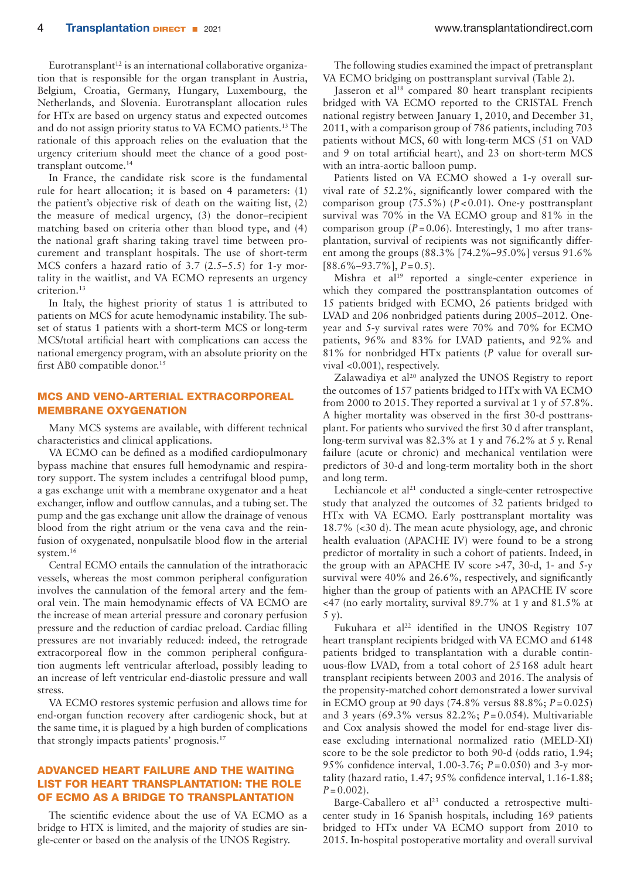Eurotransplant[12] is an international collaborative organization that is responsible for the organ transplant in Austria, Belgium, Croatia, Germany, Hungary, Luxembourg, the Netherlands, and Slovenia. Eurotransplant allocation rules for HTx are based on urgency status and expected outcomes and do not assign priority status to VA ECMO patients.[13] The rationale of this approach relies on the evaluation that the urgency criterium should meet the chance of a good posttransplant outcome.[14]

In France, the candidate risk score is the fundamental rule for heart allocation; it is based on 4 parameters: (1) the patient's objective risk of death on the waiting list, (2) the measure of medical urgency, (3) the donor–recipient matching based on criteria other than blood type, and (4) the national graft sharing taking travel time between procurement and transplant hospitals. The use of short-term MCS confers a hazard ratio of 3.7 (2.5–5.5) for 1-y mortality in the waitlist, and VA ECMO represents an urgency criterion.[13]

In Italy, the highest priority of status 1 is attributed to patients on MCS for acute hemodynamic instability. The subset of status 1 patients with a short-term MCS or long-term MCS/total artificial heart with complications can access the national emergency program, with an absolute priority on the first AB0 compatible donor.[15]

## MCS AND VENO-ARTERIAL EXTRACORPOREAL MEMBRANE OXYGENATION

Many MCS systems are available, with different technical characteristics and clinical applications.

VA ECMO can be defined as a modified cardiopulmonary bypass machine that ensures full hemodynamic and respiratory support. The system includes a centrifugal blood pump, a gas exchange unit with a membrane oxygenator and a heat exchanger, inflow and outflow cannulas, and a tubing set. The pump and the gas exchange unit allow the drainage of venous blood from the right atrium or the vena cava and the reinfusion of oxygenated, nonpulsatile blood flow in the arterial system.[16]

Central ECMO entails the cannulation of the intrathoracic vessels, whereas the most common peripheral configuration involves the cannulation of the femoral artery and the femoral vein. The main hemodynamic effects of VA ECMO are the increase of mean arterial pressure and coronary perfusion pressure and the reduction of cardiac preload. Cardiac filling pressures are not invariably reduced: indeed, the retrograde extracorporeal flow in the common peripheral configuration augments left ventricular afterload, possibly leading to an increase of left ventricular end-diastolic pressure and wall stress.

VA ECMO restores systemic perfusion and allows time for end-organ function recovery after cardiogenic shock, but at the same time, it is plagued by a high burden of complications that strongly impacts patients' prognosis.[17]

## ADVANCED HEART FAILURE AND THE WAITING LIST FOR HEART TRANSPLANTATION: THE ROLE OF ECMO AS A BRIDGE TO TRANSPLANTATION

The scientific evidence about the use of VA ECMO as a bridge to HTX is limited, and the majority of studies are single-center or based on the analysis of the UNOS Registry.

The following studies examined the impact of pretransplant VA ECMO bridging on posttransplant survival (Table 2).

Jasseron et al[18] compared 80 heart transplant recipients bridged with VA ECMO reported to the CRISTAL French national registry between January 1, 2010, and December 31, 2011, with a comparison group of 786 patients, including 703 patients without MCS, 60 with long-term MCS (51 on VAD and 9 on total artificial heart), and 23 on short-term MCS with an intra-aortic balloon pump.

Patients listed on VA ECMO showed a 1-y overall survival rate of 52.2%, significantly lower compared with the comparison group (75.5%) ($P<0.01$). One-y posttransplant survival was 70% in the VA ECMO group and 81% in the comparison group ($P=0.06$). Interestingly, 1 mo after transplantation, survival of recipients was not significantly different among the groups (88.3% [74.2%–95.0%] versus 91.6% [88.6%–93.7%], $P=0.5$).

Mishra et al[19] reported a single-center experience in which they compared the posttransplantation outcomes of 15 patients bridged with ECMO, 26 patients bridged with LVAD and 206 nonbridged patients during 2005–2012. One-year and 5-y survival rates were 70% and 70% for ECMO patients, 96% and 83% for LVAD patients, and 92% and 81% for nonbridged HTx patients ($P$ value for overall survival <0.001), respectively.

Zalawadiya et al[20] analyzed the UNOS Registry to report the outcomes of 157 patients bridged to HTx with VA ECMO from 2000 to 2015. They reported a survival at 1 y of 57.8%. A higher mortality was observed in the first 30-d posttransplant. For patients who survived the first 30 d after transplant, long-term survival was 82.3% at 1 y and 76.2% at 5 y. Renal failure (acute or chronic) and mechanical ventilation were predictors of 30-d and long-term mortality both in the short and long term.

Lechiancole et al[21] conducted a single-center retrospective study that analyzed the outcomes of 32 patients bridged to HTx with VA ECMO. Early posttransplant mortality was 18.7% (<30 d). The mean acute physiology, age, and chronic health evaluation (APACHE IV) were found to be a strong predictor of mortality in such a cohort of patients. Indeed, in the group with an APACHE IV score >47, 30-d, 1- and 5-y survival were 40% and 26.6%, respectively, and significantly higher than the group of patients with an APACHE IV score <47 (no early mortality, survival 89.7% at 1 y and 81.5% at 5 y).

Fukuhara et al[22] identified in the UNOS Registry 107 heart transplant recipients bridged with VA ECMO and 6148 patients bridged to transplantation with a durable continuous-flow LVAD, from a total cohort of 25 168 adult heart transplant recipients between 2003 and 2016. The analysis of the propensity-matched cohort demonstrated a lower survival in ECMO group at 90 days (74.8% versus 88.8%; $P=0.025$) and 3 years (69.3% versus 82.2%; $P=0.054$). Multivariable and Cox analysis showed the model for end-stage liver disease excluding international normalized ratio (MELD-XI) score to be the sole predictor to both 90-d (odds ratio, 1.94; 95% confidence interval, 1.00-3.76; $P=0.050$) and 3-y mortality (hazard ratio, 1.47; 95% confidence interval, 1.16-1.88; $P=0.002$).

Barge-Caballero et al[23] conducted a retrospective multicenter study in 16 Spanish hospitals, including 169 patients bridged to HTx under VA ECMO support from 2010 to 2015. In-hospital postoperative mortality and overall survival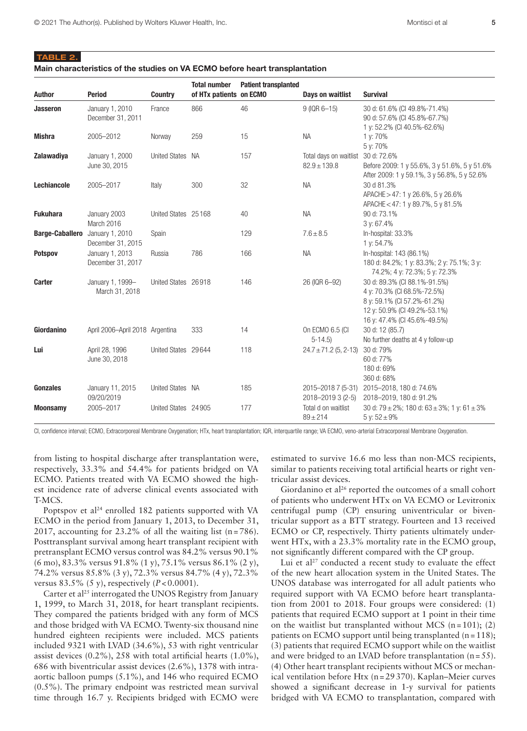**TABLE 2.**

**Main characteristics of the studies on VA ECMO before heart transplantation**

| Author | Period | Country | Total number of HTx patients | Patient transplanted on ECMO | Days on waitlist | Survival |
|---|---|---|---|---|---|---|
| **Jasseron** | January 1, 2010 December 31, 2011 | France | 866 | 46 | 9 (IQR 6–15) | 30 d: 61.6% (CI 49.8%-71.4%) 90 d: 57.6% (CI 45.8%-67.7%) 1 y: 52.2% (CI 40.5%-62.6%) |
| **Mishra** | 2005–2012 | Norway | 259 | 15 | NA | 1 y: 70% 5 y: 70% |
| **Zalawadiya** | January 1, 2000 June 30, 2015 | United States | NA | 157 | Total days on waitlist $82.9 \pm 139.8$ | 30 d: 72.6% Before 2009: 1 y 55.6%, 3 y 51.6%, 5 y 51.6% After 2009: 1 y 59.1%, 3 y 56.8%, 5 y 52.6% |
| **Lechiancole** | 2005–2017 | Italy | 300 | 32 | NA | 30 d 81.3% APACHE > 47: 1 y 26.6%, 5 y 26.6% APACHE < 47: 1 y 89.7%, 5 y 81.5% |
| **Fukuhara** | January 2003 March 2016 | United States | 25 168 | 40 | NA | 90 d: 73.1% 3 y: 67.4% |
| **Barge-Caballero** | January 1, 2010 December 31, 2015 | Spain | | 129 | $7.6 \pm 8.5$ | In-hospital: 33.3% 1 y: 54.7% |
| **Potspov** | January 1, 2013 December 31, 2017 | Russia | 786 | 166 | NA | In-hospital: 143 (86.1%) 180 d: 84.2%; 1 y: 83.3%; 2 y: 75.1%; 3 y: 74.2%; 4 y: 72.3%; 5 y: 72.3% |
| **Carter** | January 1, 1999– March 31, 2018 | United States | 26 918 | 146 | 26 (IQR 6–92) | 30 d: 89.3% (CI 88.1%-91.5%) 4 y: 70.3% (CI 68.5%-72.5%) 8 y: 59.1% (CI 57.2%-61.2%) 12 y: 50.9% (CI 49.2%-53.1%) 16 y: 47.4% (CI 45.6%-49.5%) |
| **Giordanino** | April 2006–April 2018 | Argentina | 333 | 14 | On ECMO 6.5 (CI 5-14.5) | 30 d: 12 (85.7) No further deaths at 4 y follow-up |
| **Lui** | April 28, 1996 June 30, 2018 | United States | 29 644 | 118 | $24.7 \pm 71.2$ (5, 2-13) | 30 d: 79% 60 d: 77% 180 d: 69% 360 d: 68% |
| **Gonzales** | January 11, 2015 09/20/2019 | United States | NA | 185 | 2015–2018 7 (5-31) 2018–2019 3 (2-5) | 2015–2018, 180 d: 74.6% 2018–2019, 180 d: 91.2% |
| **Moonsamy** | 2005–2017 | United States | 24 905 | 177 | Total d on waitlist $89 \pm 214$ | 30 d: $79 \pm 2\%$; 180 d: $63 \pm 3\%$; 1 y: $61 \pm 3\%$ 5 y: $52 \pm 9\%$ |

CI, confidence interval; ECMO, Extracorporeal Membrane Oxygenation; HTx, heart transplantation; IQR, interquartile range; VA ECMO, veno-arterial Extracorporeal Membrane Oxygenation.

from listing to hospital discharge after transplantation were, respectively, 33.3% and 54.4% for patients bridged on VA ECMO. Patients treated with VA ECMO showed the highest incidence rate of adverse clinical events associated with T-MCS.

Poptspov et al[24] enrolled 182 patients supported with VA ECMO in the period from January 1, 2013, to December 31, 2017, accounting for 23.2% of all the waiting list (n = 786). Posttransplant survival among heart transplant recipient with pretransplant ECMO versus control was 84.2% versus 90.1% (6 mo), 83.3% versus 91.8% (1 y), 75.1% versus 86.1% (2 y), 74.2% versus 85.8% (3 y), 72.3% versus 84.7% (4 y), 72.3% versus 83.5% (5 y), respectively ($P < 0.0001$).

Carter et al[25] interrogated the UNOS Registry from January 1, 1999, to March 31, 2018, for heart transplant recipients. They compared the patients bridged with any form of MCS and those bridged with VA ECMO. Twenty-six thousand nine hundred eighteen recipients were included. MCS patients included 9321 with LVAD (34.6%), 53 with right ventricular assist devices (0.2%), 258 with total artificial hearts (1.0%), 686 with biventricular assist devices (2.6%), 1378 with intra-aortic balloon pumps (5.1%), and 146 who required ECMO (0.5%). The primary endpoint was restricted mean survival time through 16.7 y. Recipients bridged with ECMO were estimated to survive 16.6 mo less than non-MCS recipients, similar to patients receiving total artificial hearts or right ventricular assist devices.

Giordanino et al[26] reported the outcomes of a small cohort of patients who underwent HTx on VA ECMO or Levitronix centrifugal pump (CP) ensuring univentricular or biventricular support as a BTT strategy. Fourteen and 13 received ECMO or CP, respectively. Thirty patients ultimately underwent HTx, with a 23.3% mortality rate in the ECMO group, not significantly different compared with the CP group.

Lui et al[27] conducted a recent study to evaluate the effect of the new heart allocation system in the United States. The UNOS database was interrogated for all adult patients who required support with VA ECMO before heart transplantation from 2001 to 2018. Four groups were considered: (1) patients that required ECMO support at 1 point in their time on the waitlist but transplanted without MCS (n = 101); (2) patients on ECMO support until being transplanted (n = 118); (3) patients that required ECMO support while on the waitlist and were bridged to an LVAD before transplantation (n = 55). (4) Other heart transplant recipients without MCS or mechanical ventilation before Htx (n = 29 370). Kaplan–Meier curves showed a significant decrease in 1-y survival for patients bridged with VA ECMO to transplantation, compared with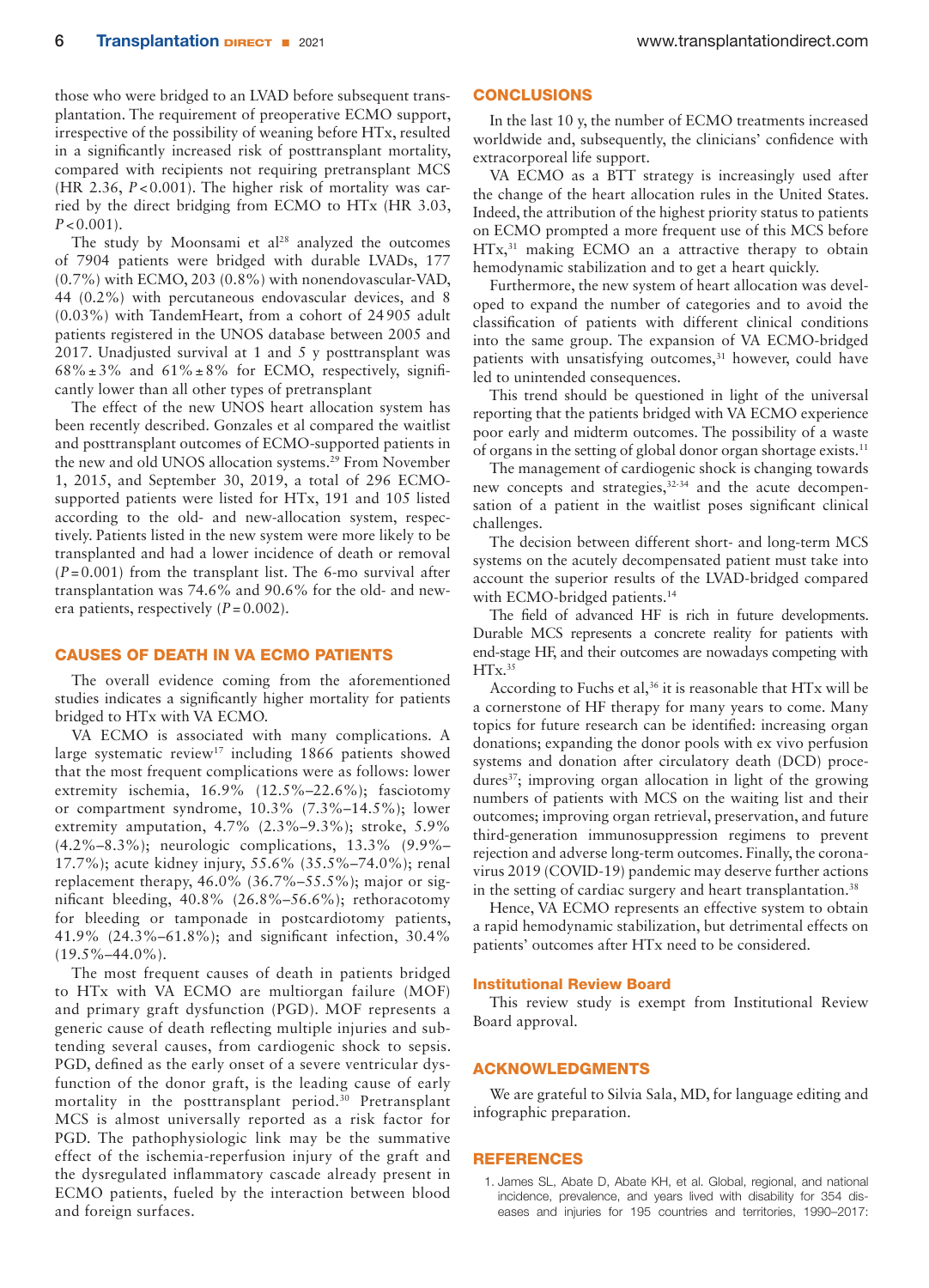those who were bridged to an LVAD before subsequent transplantation. The requirement of preoperative ECMO support, irrespective of the possibility of weaning before HTx, resulted in a significantly increased risk of posttransplant mortality, compared with recipients not requiring pretransplant MCS (HR 2.36, $P < 0.001$). The higher risk of mortality was carried by the direct bridging from ECMO to HTx (HR 3.03, $P < 0.001$).

The study by Moonsami et al[28] analyzed the outcomes of 7904 patients were bridged with durable LVADs, 177 (0.7%) with ECMO, 203 (0.8%) with nonendovascular-VAD, 44 (0.2%) with percutaneous endovascular devices, and 8 (0.03%) with TandemHeart, from a cohort of 24 905 adult patients registered in the UNOS database between 2005 and 2017. Unadjusted survival at 1 and 5 y posttransplant was 68% ± 3% and 61% ± 8% for ECMO, respectively, significantly lower than all other types of pretransplant

The effect of the new UNOS heart allocation system has been recently described. Gonzales et al compared the waitlist and posttransplant outcomes of ECMO-supported patients in the new and old UNOS allocation systems.[29] From November 1, 2015, and September 30, 2019, a total of 296 ECMO-supported patients were listed for HTx, 191 and 105 listed according to the old- and new-allocation system, respectively. Patients listed in the new system were more likely to be transplanted and had a lower incidence of death or removal ($P = 0.001$) from the transplant list. The 6-mo survival after transplantation was 74.6% and 90.6% for the old- and new-era patients, respectively ($P = 0.002$).

## CAUSES OF DEATH IN VA ECMO PATIENTS

The overall evidence coming from the aforementioned studies indicates a significantly higher mortality for patients bridged to HTx with VA ECMO.

VA ECMO is associated with many complications. A large systematic review[17] including 1866 patients showed that the most frequent complications were as follows: lower extremity ischemia, 16.9% (12.5%–22.6%); fasciotomy or compartment syndrome, 10.3% (7.3%–14.5%); lower extremity amputation, 4.7% (2.3%–9.3%); stroke, 5.9% (4.2%–8.3%); neurologic complications, 13.3% (9.9%–17.7%); acute kidney injury, 55.6% (35.5%–74.0%); renal replacement therapy, 46.0% (36.7%–55.5%); major or significant bleeding, 40.8% (26.8%–56.6%); rethoracotomy for bleeding or tamponade in postcardiotomy patients, 41.9% (24.3%–61.8%); and significant infection, 30.4% (19.5%–44.0%).

The most frequent causes of death in patients bridged to HTx with VA ECMO are multiorgan failure (MOF) and primary graft dysfunction (PGD). MOF represents a generic cause of death reflecting multiple injuries and subtending several causes, from cardiogenic shock to sepsis. PGD, defined as the early onset of a severe ventricular dysfunction of the donor graft, is the leading cause of early mortality in the posttransplant period.[30] Pretransplant MCS is almost universally reported as a risk factor for PGD. The pathophysiologic link may be the summative effect of the ischemia-reperfusion injury of the graft and the dysregulated inflammatory cascade already present in ECMO patients, fueled by the interaction between blood and foreign surfaces.

## CONCLUSIONS

In the last 10 y, the number of ECMO treatments increased worldwide and, subsequently, the clinicians' confidence with extracorporeal life support.

VA ECMO as a BTT strategy is increasingly used after the change of the heart allocation rules in the United States. Indeed, the attribution of the highest priority status to patients on ECMO prompted a more frequent use of this MCS before HTx,[31] making ECMO an a attractive therapy to obtain hemodynamic stabilization and to get a heart quickly.

Furthermore, the new system of heart allocation was developed to expand the number of categories and to avoid the classification of patients with different clinical conditions into the same group. The expansion of VA ECMO-bridged patients with unsatisfying outcomes,[31] however, could have led to unintended consequences.

This trend should be questioned in light of the universal reporting that the patients bridged with VA ECMO experience poor early and midterm outcomes. The possibility of a waste of organs in the setting of global donor organ shortage exists.[11]

The management of cardiogenic shock is changing towards new concepts and strategies,[32-34] and the acute decompensation of a patient in the waitlist poses significant clinical challenges.

The decision between different short- and long-term MCS systems on the acutely decompensated patient must take into account the superior results of the LVAD-bridged compared with ECMO-bridged patients.[14]

The field of advanced HF is rich in future developments. Durable MCS represents a concrete reality for patients with end-stage HF, and their outcomes are nowadays competing with HTx.[35]

According to Fuchs et al,[36] it is reasonable that HTx will be a cornerstone of HF therapy for many years to come. Many topics for future research can be identified: increasing organ donations; expanding the donor pools with ex vivo perfusion systems and donation after circulatory death (DCD) procedures[37]; improving organ allocation in light of the growing numbers of patients with MCS on the waiting list and their outcomes; improving organ retrieval, preservation, and future third-generation immunosuppression regimens to prevent rejection and adverse long-term outcomes. Finally, the coronavirus 2019 (COVID-19) pandemic may deserve further actions in the setting of cardiac surgery and heart transplantation.[38]

Hence, VA ECMO represents an effective system to obtain a rapid hemodynamic stabilization, but detrimental effects on patients' outcomes after HTx need to be considered.

### Institutional Review Board

This review study is exempt from Institutional Review Board approval.

## ACKNOWLEDGMENTS

We are grateful to Silvia Sala, MD, for language editing and infographic preparation.

## REFERENCES

1. James SL, Abate D, Abate KH, et al. Global, regional, and national incidence, prevalence, and years lived with disability for 354 diseases and injuries for 195 countries and territories, 1990–2017: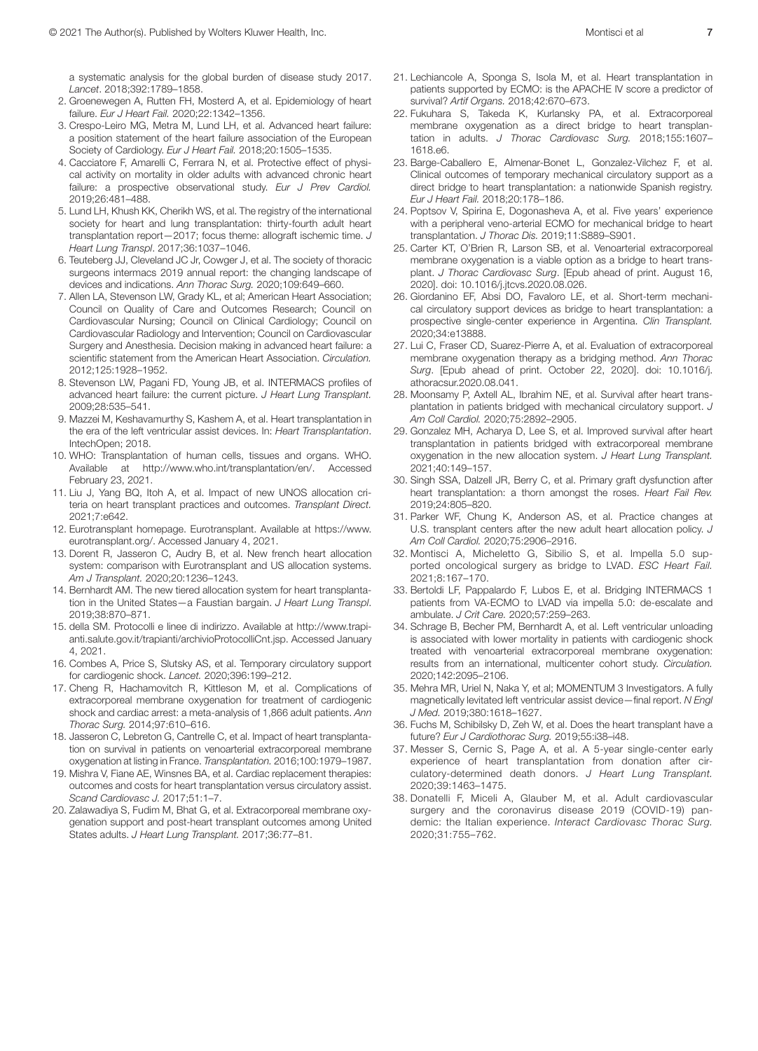a systematic analysis for the global burden of disease study 2017. *Lancet*. 2018;392:1789–1858.

2. Groenewegen A, Rutten FH, Mosterd A, et al. Epidemiology of heart failure. *Eur J Heart Fail.* 2020;22:1342–1356.
3. Crespo-Leiro MG, Metra M, Lund LH, et al. Advanced heart failure: a position statement of the heart failure association of the European Society of Cardiology. *Eur J Heart Fail.* 2018;20:1505–1535.
4. Cacciatore F, Amarelli C, Ferrara N, et al. Protective effect of physical activity on mortality in older adults with advanced chronic heart failure: a prospective observational study. *Eur J Prev Cardiol.* 2019;26:481–488.
5. Lund LH, Khush KK, Cherikh WS, et al. The registry of the international society for heart and lung transplantation: thirty-fourth adult heart transplantation report—2017; focus theme: allograft ischemic time. *J Heart Lung Transpl*. 2017;36:1037–1046.
6. Teuteberg JJ, Cleveland JC Jr, Cowger J, et al. The society of thoracic surgeons intermacs 2019 annual report: the changing landscape of devices and indications. *Ann Thorac Surg.* 2020;109:649–660.
7. Allen LA, Stevenson LW, Grady KL, et al; American Heart Association; Council on Quality of Care and Outcomes Research; Council on Cardiovascular Nursing; Council on Clinical Cardiology; Council on Cardiovascular Radiology and Intervention; Council on Cardiovascular Surgery and Anesthesia. Decision making in advanced heart failure: a scientific statement from the American Heart Association. *Circulation.* 2012;125:1928–1952.
8. Stevenson LW, Pagani FD, Young JB, et al. INTERMACS profiles of advanced heart failure: the current picture. *J Heart Lung Transplant.* 2009;28:535–541.
9. Mazzei M, Keshavamurthy S, Kashem A, et al. Heart transplantation in the era of the left ventricular assist devices. In: *Heart Transplantation*. IntechOpen; 2018.
10. WHO: Transplantation of human cells, tissues and organs. WHO. Available at http://www.who.int/transplantation/en/. Accessed February 23, 2021.
11. Liu J, Yang BQ, Itoh A, et al. Impact of new UNOS allocation criteria on heart transplant practices and outcomes. *Transplant Direct.* 2021;7:e642.
12. Eurotransplant homepage. Eurotransplant. Available at https://www.eurotransplant.org/. Accessed January 4, 2021.
13. Dorent R, Jasseron C, Audry B, et al. New french heart allocation system: comparison with Eurotransplant and US allocation systems. *Am J Transplant.* 2020;20:1236–1243.
14. Bernhardt AM. The new tiered allocation system for heart transplantation in the United States—a Faustian bargain. *J Heart Lung Transpl*. 2019;38:870–871.
15. della SM. Protocolli e linee di indirizzo. Available at http://www.trapianti.salute.gov.it/trapianti/archivioProtocolliCnt.jsp. Accessed January 4, 2021.
16. Combes A, Price S, Slutsky AS, et al. Temporary circulatory support for cardiogenic shock. *Lancet.* 2020;396:199–212.
17. Cheng R, Hachamovitch R, Kittleson M, et al. Complications of extracorporeal membrane oxygenation for treatment of cardiogenic shock and cardiac arrest: a meta-analysis of 1,866 adult patients. *Ann Thorac Surg.* 2014;97:610–616.
18. Jasseron C, Lebreton G, Cantrelle C, et al. Impact of heart transplantation on survival in patients on venoarterial extracorporeal membrane oxygenation at listing in France. *Transplantation.* 2016;100:1979–1987.
19. Mishra V, Fiane AE, Winsnes BA, et al. Cardiac replacement therapies: outcomes and costs for heart transplantation versus circulatory assist. *Scand Cardiovasc J.* 2017;51:1–7.
20. Zalawadiya S, Fudim M, Bhat G, et al. Extracorporeal membrane oxygenation support and post-heart transplant outcomes among United States adults. *J Heart Lung Transplant.* 2017;36:77–81.
21. Lechiancole A, Sponga S, Isola M, et al. Heart transplantation in patients supported by ECMO: is the APACHE IV score a predictor of survival? *Artif Organs.* 2018;42:670–673.
22. Fukuhara S, Takeda K, Kurlansky PA, et al. Extracorporeal membrane oxygenation as a direct bridge to heart transplantation in adults. *J Thorac Cardiovasc Surg.* 2018;155:1607–1618.e6.
23. Barge-Caballero E, Almenar-Bonet L, Gonzalez-Vilchez F, et al. Clinical outcomes of temporary mechanical circulatory support as a direct bridge to heart transplantation: a nationwide Spanish registry. *Eur J Heart Fail.* 2018;20:178–186.
24. Poptsov V, Spirina E, Dogonasheva A, et al. Five years' experience with a peripheral veno-arterial ECMO for mechanical bridge to heart transplantation. *J Thorac Dis.* 2019;11:S889–S901.
25. Carter KT, O'Brien R, Larson SB, et al. Venoarterial extracorporeal membrane oxygenation is a viable option as a bridge to heart transplant. *J Thorac Cardiovasc Surg*. [Epub ahead of print. August 16, 2020]. doi: 10.1016/j.jtcvs.2020.08.026.
26. Giordanino EF, Absi DO, Favaloro LE, et al. Short-term mechanical circulatory support devices as bridge to heart transplantation: a prospective single-center experience in Argentina. *Clin Transplant.* 2020;34:e13888.
27. Lui C, Fraser CD, Suarez-Pierre A, et al. Evaluation of extracorporeal membrane oxygenation therapy as a bridging method. *Ann Thorac Surg*. [Epub ahead of print. October 22, 2020]. doi: 10.1016/j.athoracsur.2020.08.041.
28. Moonsamy P, Axtell AL, Ibrahim NE, et al. Survival after heart transplantation in patients bridged with mechanical circulatory support. *J Am Coll Cardiol.* 2020;75:2892–2905.
29. Gonzalez MH, Acharya D, Lee S, et al. Improved survival after heart transplantation in patients bridged with extracorporeal membrane oxygenation in the new allocation system. *J Heart Lung Transplant.* 2021;40:149–157.
30. Singh SSA, Dalzell JR, Berry C, et al. Primary graft dysfunction after heart transplantation: a thorn amongst the roses. *Heart Fail Rev.* 2019;24:805–820.
31. Parker WF, Chung K, Anderson AS, et al. Practice changes at U.S. transplant centers after the new adult heart allocation policy. *J Am Coll Cardiol.* 2020;75:2906–2916.
32. Montisci A, Micheletto G, Sibilio S, et al. Impella 5.0 supported oncological surgery as bridge to LVAD. *ESC Heart Fail.* 2021;8:167–170.
33. Bertoldi LF, Pappalardo F, Lubos E, et al. Bridging INTERMACS 1 patients from VA-ECMO to LVAD via impella 5.0: de-escalate and ambulate. *J Crit Care.* 2020;57:259–263.
34. Schrage B, Becher PM, Bernhardt A, et al. Left ventricular unloading is associated with lower mortality in patients with cardiogenic shock treated with venoarterial extracorporeal membrane oxygenation: results from an international, multicenter cohort study. *Circulation.* 2020;142:2095–2106.
35. Mehra MR, Uriel N, Naka Y, et al; MOMENTUM 3 Investigators. A fully magnetically levitated left ventricular assist device—final report. *N Engl J Med.* 2019;380:1618–1627.
36. Fuchs M, Schibilsky D, Zeh W, et al. Does the heart transplant have a future? *Eur J Cardiothorac Surg.* 2019;55:i38–i48.
37. Messer S, Cernic S, Page A, et al. A 5-year single-center early experience of heart transplantation from donation after circulatory-determined death donors. *J Heart Lung Transplant.* 2020;39:1463–1475.
38. Donatelli F, Miceli A, Glauber M, et al. Adult cardiovascular surgery and the coronavirus disease 2019 (COVID-19) pandemic: the Italian experience. *Interact Cardiovasc Thorac Surg.* 2020;31:755–762.